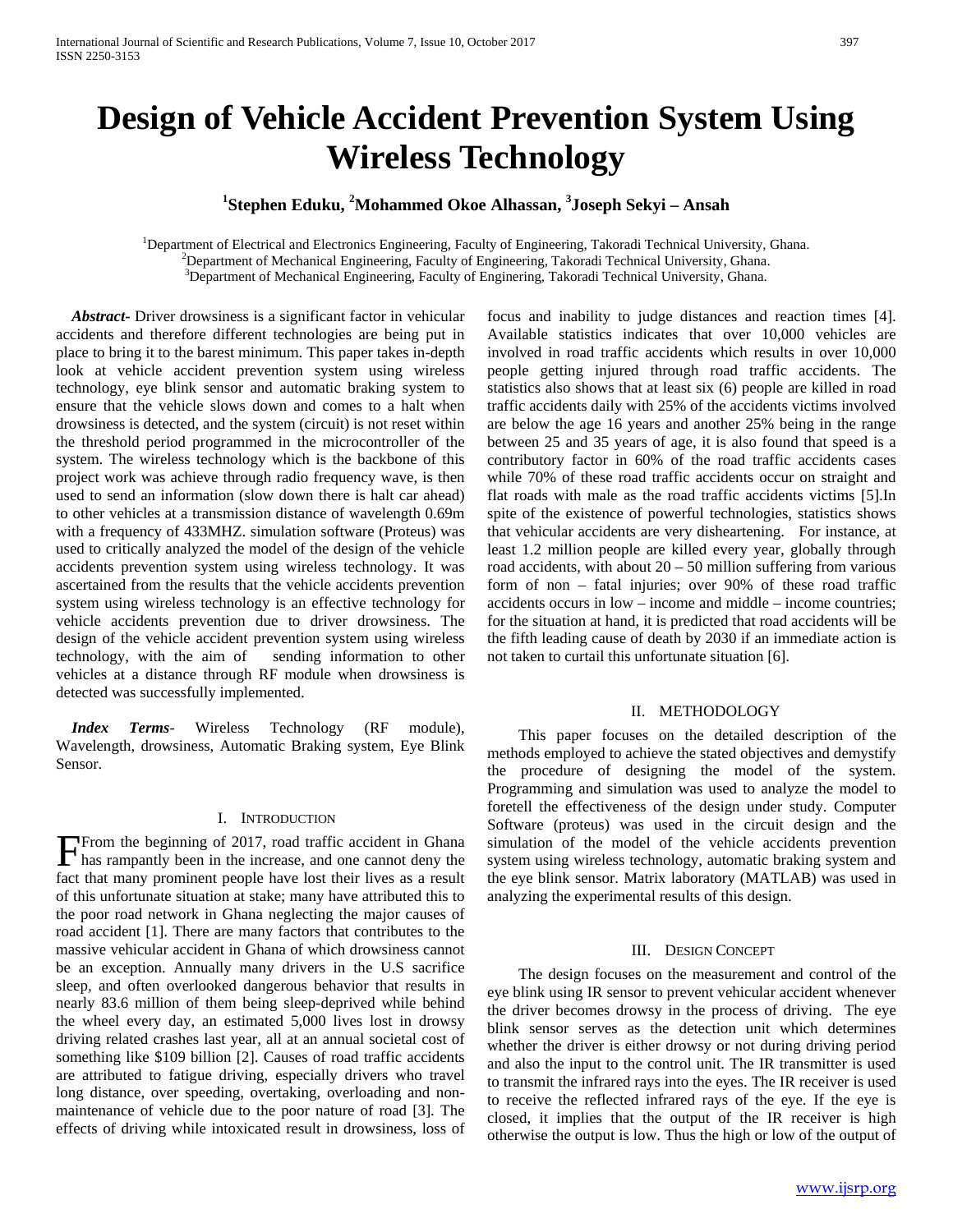# Design of Vehicle Accident Prevention System Using Wireless Technology

**[1]Stephen Eduku, [2]Mohamm788ed Okoe Alhassan, [3]Joseph Sekyi – Ansah**

[1]Department of Electrical and Electronics Engineering, Faculty of Engineering, Takoradi Technical University, Ghana.
[2]Department of Mechanical Engineering, Faculty of Engineering, Takoradi Technical University, Ghana.
[3]Department of Mechanical Engineering, Faculty of Enginering, Takoradi Technical University, Ghana.

***Abstract-*** Driver drowsiness is a significant factor in vehicular accidents and therefore different technologies are being put in place to bring it to the barest minimum. This paper takes in-depth look at vehicle accident prevention system using wireless technology, eye blink sensor and automatic braking system to ensure that the vehicle slows down and comes to a halt when drowsiness is detected, and the system (circuit) is not reset within the threshold period programmed in the microcontroller of the system. The wireless technology which is the backbone of this project work was achieve through radio frequency wave, is then used to send an information (slow down there is halt car ahead) to other vehicles at a transmission distance of wavelength 0.69m with a frequency of 433MHZ. simulation software (Proteus) was used to critically analyzed the model of the design of the vehicle accidents prevention system using wireless technology. It was ascertained from the results that the vehicle accidents prevention system using wireless technology is an effective technology for vehicle accidents prevention due to driver drowsiness. The design of the vehicle accident prevention system using wireless technology, with the aim of sending information to other vehicles at a distance through RF module when drowsiness is detected was successfully implemented.

***Index Terms*-** Wireless Technology (RF module), Wavelength, drowsiness, Automatic Braking system, Eye Blink Sensor.

## I. Introduction

From the beginning of 2017, road traffic accident in Ghana has rampantly been in the increase, and one cannot deny the fact that many prominent people have lost their lives as a result of this unfortunate situation at stake; many have attributed this to the poor road network in Ghana neglecting the major causes of road accident [1]. There are many factors that contributes to the massive vehicular accident in Ghana of which drowsiness cannot be an exception. Annually many drivers in the U.S sacrifice sleep, and often overlooked dangerous behavior that results in nearly 83.6 million of them being sleep-deprived while behind the wheel every day, an estimated 5,000 lives lost in drowsy driving related crashes last year, all at an annual societal cost of something like $109 billion [2]. Causes of road traffic accidents are attributed to fatigue driving, especially drivers who travel long distance, over speeding, overtaking, overloading and non-maintenance of vehicle due to the poor nature of road [3]. The effects of driving while intoxicated result in drowsiness, loss of focus and inability to judge distances and reaction times [4]. Available statistics indicates that over 10,000 vehicles are involved in road traffic accidents which results in over 10,000 people getting injured through road traffic accidents. The statistics also shows that at least six (6) people are killed in road traffic accidents daily with 25% of the accidents victims involved are below the age 16 years and another 25% being in the range between 25 and 35 years of age, it is also found that speed is a contributory factor in 60% of the road traffic accidents cases while 70% of these road traffic accidents occur on straight and flat roads with male as the road traffic accidents victims [5].In spite of the existence of powerful technologies, statistics shows that vehicular accidents are very disheartening. For instance, at least 1.2 million people are killed every year, globally through road accidents, with about 20 – 50 million suffering from various form of non – fatal injuries; over 90% of these road traffic accidents occurs in low – income and middle – income countries; for the situation at hand, it is predicted that road accidents will be the fifth leading cause of death by 2030 if an immediate action is not taken to curtail this unfortunate situation [6].

## II. Methodology

This paper focuses on the detailed description of the methods employed to achieve the stated objectives and demystify the procedure of designing the model of the system. Programming and simulation was used to analyze the model to foretell the effectiveness of the design under study. Computer Software (proteus) was used in the circuit design and the simulation of the model of the vehicle accidents prevention system using wireless technology, automatic braking system and the eye blink sensor. Matrix laboratory (MATLAB) was used in analyzing the experimental results of this design.

## III. Design Concept

The design focuses on the measurement and control of the eye blink using IR sensor to prevent vehicular accident whenever the driver becomes drowsy in the process of driving. The eye blink sensor serves as the detection unit which determines whether the driver is either drowsy or not during driving period and also the input to the control unit. The IR transmitter is used to transmit the infrared rays into the eyes. The IR receiver is used to receive the reflected infrared rays of the eye. If the eye is closed, it implies that the output of the IR receiver is high otherwise the output is low. Thus the high or low of the output of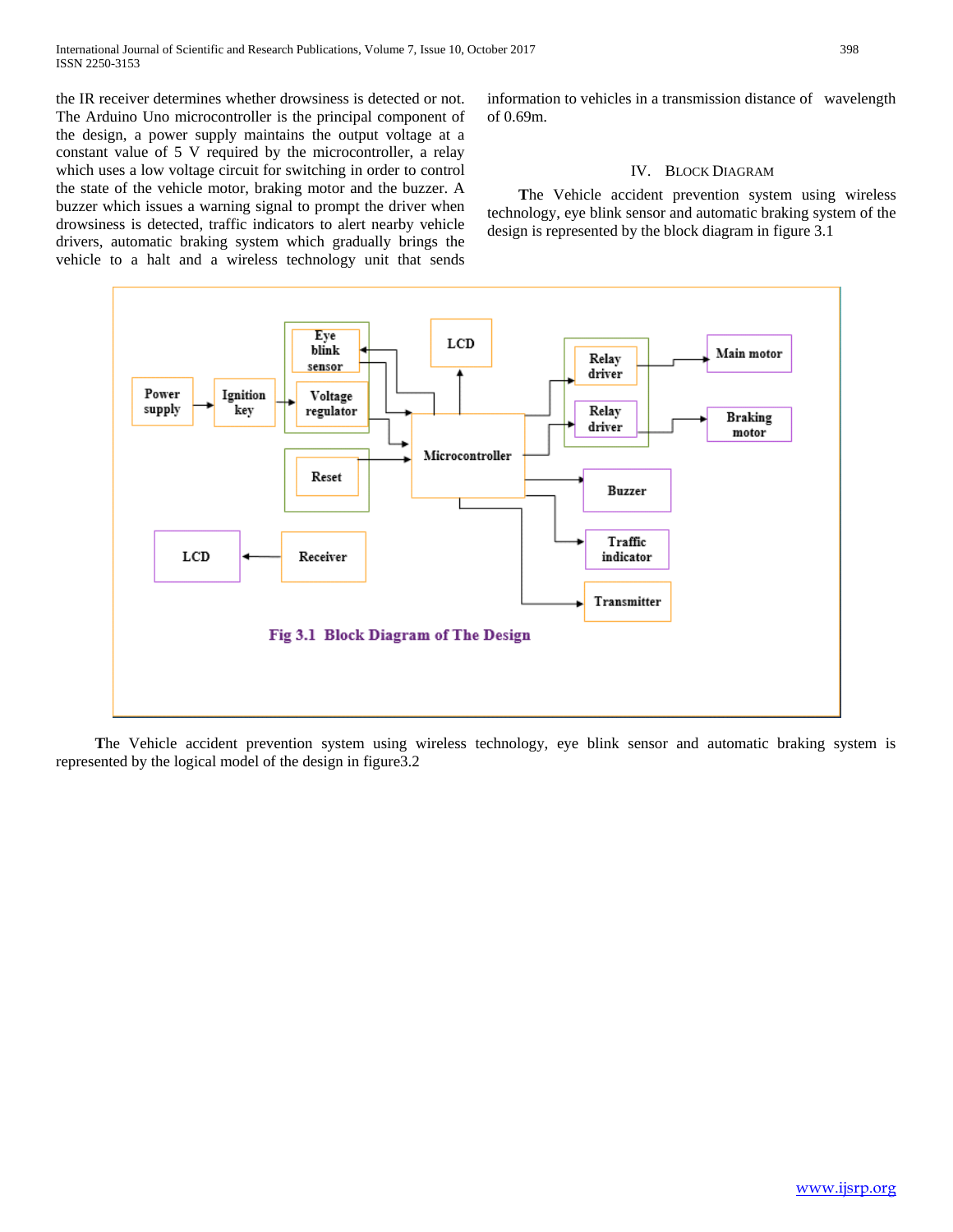the IR receiver determines whether drowsiness is detected or not. The Arduino Uno microcontroller is the principal component of the design, a power supply maintains the output voltage at a constant value of 5 V required by the microcontroller, a relay which uses a low voltage circuit for switching in order to control the state of the vehicle motor, braking motor and the buzzer. A buzzer which issues a warning signal to prompt the driver when drowsiness is detected, traffic indicators to alert nearby vehicle drivers, automatic braking system which gradually brings the vehicle to a halt and a wireless technology unit that sends information to vehicles in a transmission distance of wavelength of 0.69m.

## IV. BLOCK DIAGRAM

The Vehicle accident prevention system using wireless technology, eye blink sensor and automatic braking system of the design is represented by the block diagram in figure 3.1

Fig 3.1 Block Diagram of The Design

The Vehicle accident prevention system using wireless technology, eye blink sensor and automatic braking system is represented by the logical model of the design in figure3.2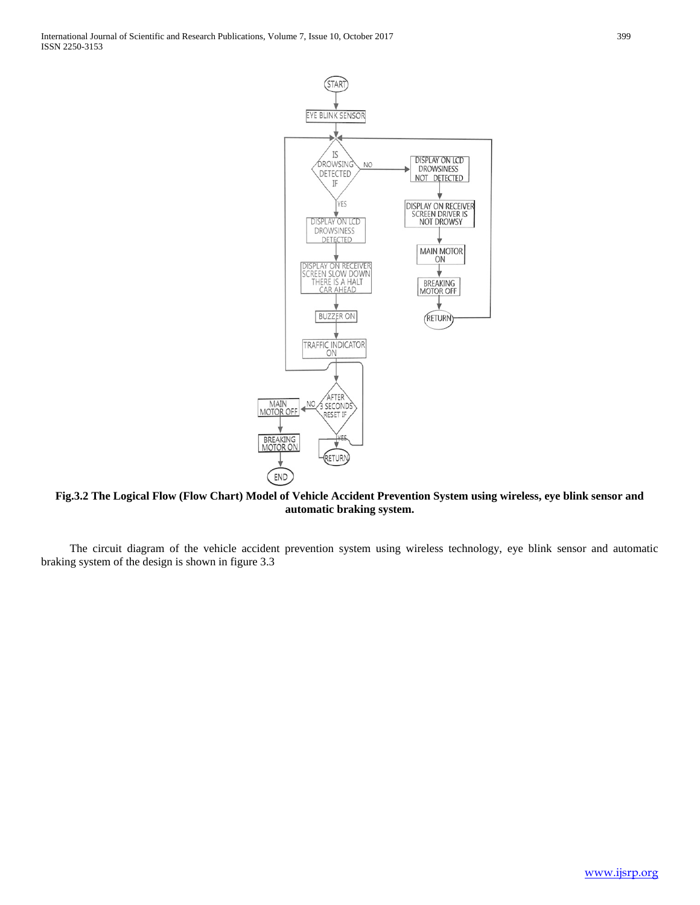**Fig.3.2 The Logical Flow (Flow Chart) Model of Vehicle Accident Prevention System using wireless, eye blink sensor and automatic braking system.**

The circuit diagram of the vehicle accident prevention system using wireless technology, eye blink sensor and automatic braking system of the design is shown in figure 3.3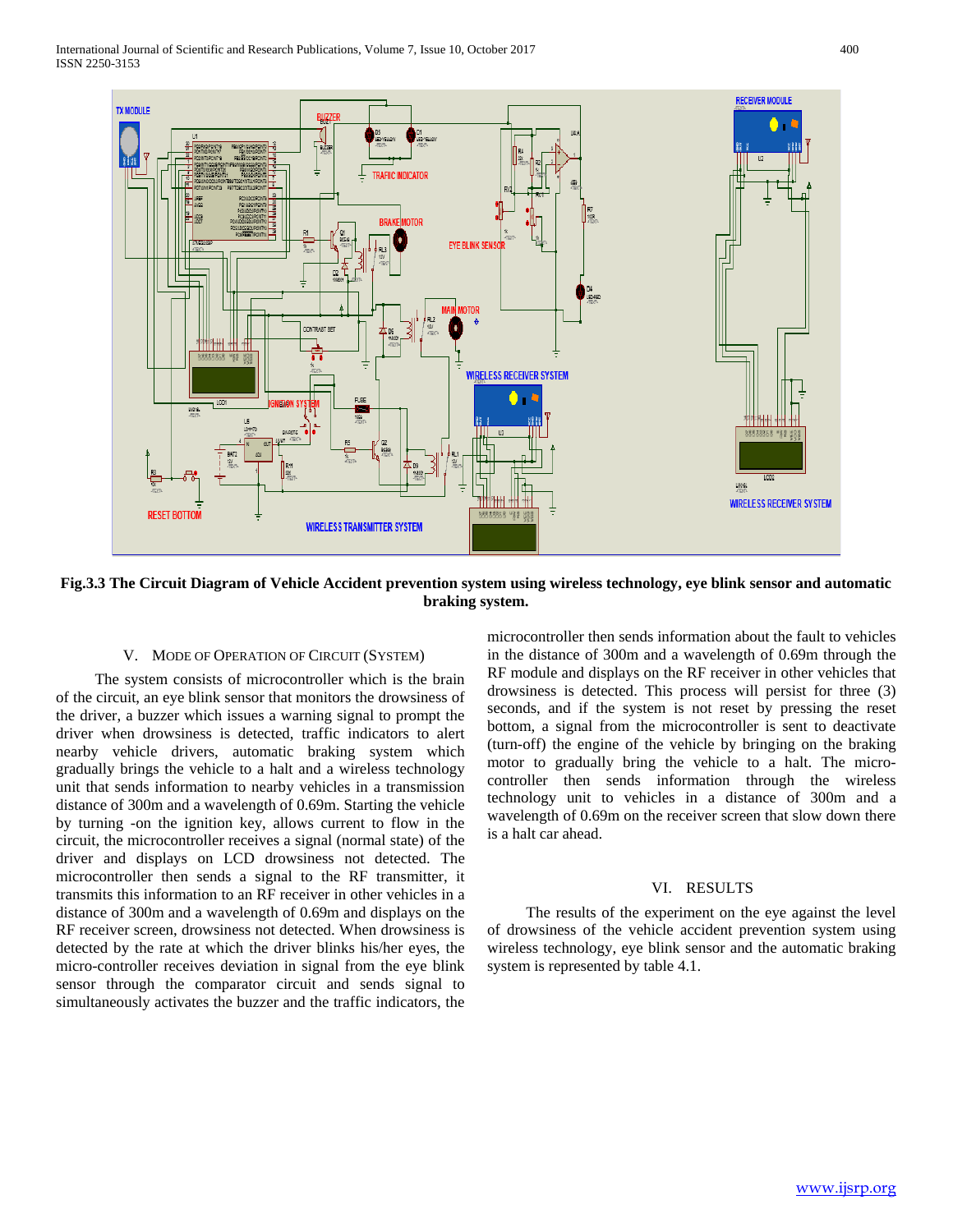**Fig.3.3 The Circuit Diagram of Vehicle Accident prevention system using wireless technology, eye blink sensor and automatic braking system.**

## V. Mode of Operation of Circuit (System)

The system consists of microcontroller which is the brain of the circuit, an eye blink sensor that monitors the drowsiness of the driver, a buzzer which issues a warning signal to prompt the driver when drowsiness is detected, traffic indicators to alert nearby vehicle drivers, automatic braking system which gradually brings the vehicle to a halt and a wireless technology unit that sends information to nearby vehicles in a transmission distance of 300m and a wavelength of 0.69m. Starting the vehicle by turning -on the ignition key, allows current to flow in the circuit, the microcontroller receives a signal (normal state) of the driver and displays on LCD drowsiness not detected. The microcontroller then sends a signal to the RF transmitter, it transmits this information to an RF receiver in other vehicles in a distance of 300m and a wavelength of 0.69m and displays on the RF receiver screen, drowsiness not detected. When drowsiness is detected by the rate at which the driver blinks his/her eyes, the micro-controller receives deviation in signal from the eye blink sensor through the comparator circuit and sends signal to simultaneously activates the buzzer and the traffic indicators, the microcontroller then sends information about the fault to vehicles in the distance of 300m and a wavelength of 0.69m through the RF module and displays on the RF receiver in other vehicles that drowsiness is detected. This process will persist for three (3) seconds, and if the system is not reset by pressing the reset bottom, a signal from the microcontroller is sent to deactivate (turn-off) the engine of the vehicle by bringing on the braking motor to gradually bring the vehicle to a halt. The micro-controller then sends information through the wireless technology unit to vehicles in a distance of 300m and a wavelength of 0.69m on the receiver screen that slow down there is a halt car ahead.

## VI. Results

The results of the experiment on the eye against the level of drowsiness of the vehicle accident prevention system using wireless technology, eye blink sensor and the automatic braking system is represented by table 4.1.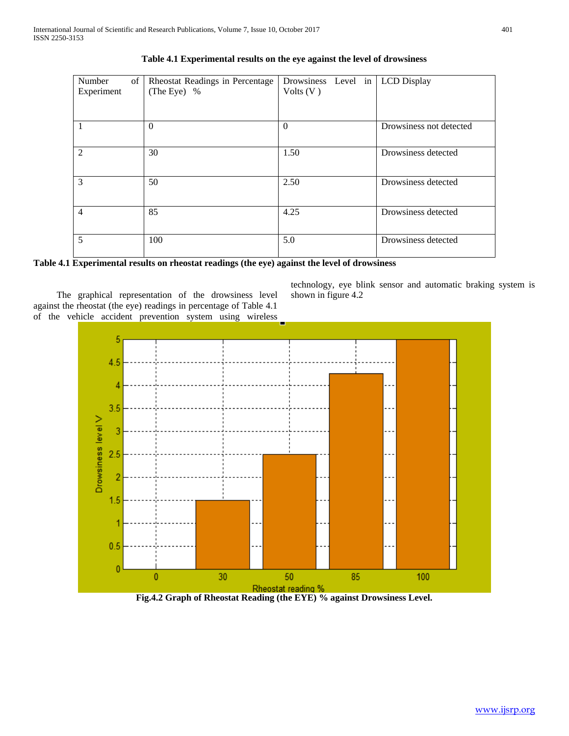**Table 4.1 Experimental results on the eye against the level of drowsiness**

| Number of Experiment | Rheostat Readings in Percentage (The Eye) % | Drowsiness Level in Volts (V ) | LCD Display |
|---|---|---|---|
| 1 | 0 | 0 | Drowsiness not detected |
| 2 | 30 | 1.50 | Drowsiness detected |
| 3 | 50 | 2.50 | Drowsiness detected |
| 4 | 85 | 4.25 | Drowsiness detected |
| 5 | 100 | 5.0 | Drowsiness detected |

**Table 4.1 Experimental results on rheostat readings (the eye) against the level of drowsiness**

The graphical representation of the drowsiness level against the rheostat (the eye) readings in percentage of Table 4.1 of the vehicle accident prevention system using wireless technology, eye blink sensor and automatic braking system is shown in figure 4.2

**Fig.4.2 Graph of Rheostat Reading (the EYE) % against Drowsiness Level.**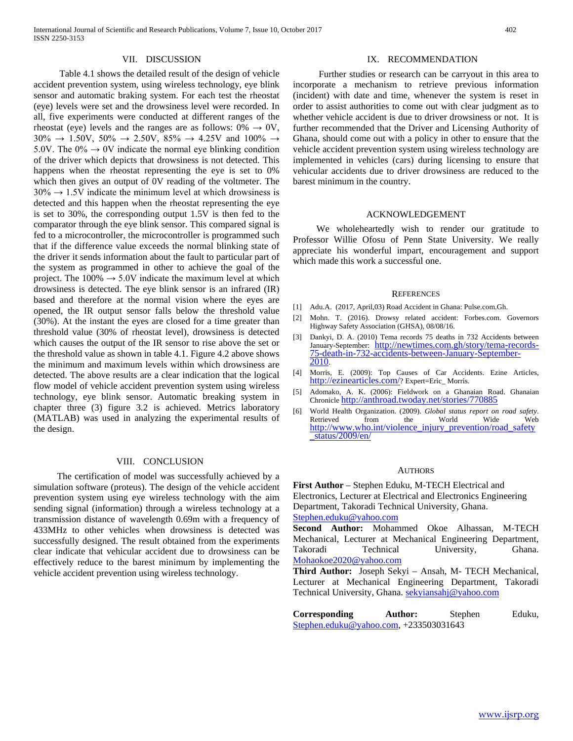## VII. DISCUSSION

Table 4.1 shows the detailed result of the design of vehicle accident prevention system, using wireless technology, eye blink sensor and automatic braking system. For each test the rheostat (eye) levels were set and the drowsiness level were recorded. In all, five experiments were conducted at different ranges of the rheostat (eye) levels and the ranges are as follows: 0% → 0V, 30% → 1.50V, 50% → 2.50V, 85% → 4.25V and 100% → 5.0V. The 0% → 0V indicate the normal eye blinking condition of the driver which depicts that drowsiness is not detected. This happens when the rheostat representing the eye is set to 0% which then gives an output of 0V reading of the voltmeter. The 30% → 1.5V indicate the minimum level at which drowsiness is detected and this happen when the rheostat representing the eye is set to 30%, the corresponding output 1.5V is then fed to the comparator through the eye blink sensor. This compared signal is fed to a microcontroller, the microcontroller is programmed such that if the difference value exceeds the normal blinking state of the driver it sends information about the fault to particular part of the system as programmed in other to achieve the goal of the project. The 100% → 5.0V indicate the maximum level at which drowsiness is detected. The eye blink sensor is an infrared (IR) based and therefore at the normal vision where the eyes are opened, the IR output sensor falls below the threshold value (30%). At the instant the eyes are closed for a time greater than threshold value (30% of rheostat level), drowsiness is detected which causes the output of the IR sensor to rise above the set or the threshold value as shown in table 4.1. Figure 4.2 above shows the minimum and maximum levels within which drowsiness are detected. The above results are a clear indication that the logical flow model of vehicle accident prevention system using wireless technology, eye blink sensor. Automatic breaking system in chapter three (3) figure 3.2 is achieved. Metrics laboratory (MATLAB) was used in analyzing the experimental results of the design.

## VIII. CONCLUSION

The certification of model was successfully achieved by a simulation software (proteus). The design of the vehicle accident prevention system using eye wireless technology with the aim sending signal (information) through a wireless technology at a transmission distance of wavelength 0.69m with a frequency of 433MHz to other vehicles when drowsiness is detected was successfully designed. The result obtained from the experiments clear indicate that vehicular accident due to drowsiness can be effectively reduce to the barest minimum by implementing the vehicle accident prevention using wireless technology.

## IX. RECOMMENDATION

Further studies or research can be carryout in this area to incorporate a mechanism to retrieve previous information (incident) with date and time, whenever the system is reset in order to assist authorities to come out with clear judgment as to whether vehicle accident is due to driver drowsiness or not. It is further recommended that the Driver and Licensing Authority of Ghana, should come out with a policy in other to ensure that the vehicle accident prevention system using wireless technology are implemented in vehicles (cars) during licensing to ensure that vehicular accidents due to driver drowsiness are reduced to the barest minimum in the country.

## ACKNOWLEDGEMENT

We wholeheartedly wish to render our gratitude to Professor Willie Ofosu of Penn State University. We really appreciate his wonderful impart, encouragement and support which made this work a successful one.

## REFERENCES

[1] Adu.A. (2017, April,03) Road Accident in Ghana: Pulse.com.Gh.

[2] Mohn. T. (2016). Drowsy related accident: Forbes.com. Governors Highway Safety Association (GHSA), 08/08/16.

[3] Dankyi, D. A. (2010) Tema records 75 deaths in 732 Accidents between January-September: http://newtimes.com.gh/story/tema-records-75-death-in-732-accidents-between-January-September-2010.

[4] Morris, E. (2009): Top Causes of Car Accidents. Ezine Articles, http://ezinearticles.com/? Expert=Eric_ Morris.

[5] Adomako, A. K. (2006): Fieldwork on a Ghanaian Road. Ghanaian Chronicle http://anthroad.twoday.net/stories/770885

[6] World Health Organization. (2009). *Global status report on road safety*. Retrieved from the World Wide Web http://www.who.int/violence_injury_prevention/road_safety_status/2009/en/

## AUTHORS

**First Author** – Stephen Eduku, M-TECH Electrical and Electronics, Lecturer at Electrical and Electronics Engineering Department, Takoradi Technical University, Ghana. Stephen.eduku@yahoo.com

**Second Author:** Mohammed Okoe Alhassan, M-TECH Mechanical, Lecturer at Mechanical Engineering Department, Takoradi Technical University, Ghana. Mohaokoe2020@yahoo.com

**Third Author:** Joseph Sekyi – Ansah, M- TECH Mechanical, Lecturer at Mechanical Engineering Department, Takoradi Technical University, Ghana. sekyiansahj@yahoo.com

**Corresponding Author:** Stephen Eduku, Stephen.eduku@yahoo.com, +233503031643